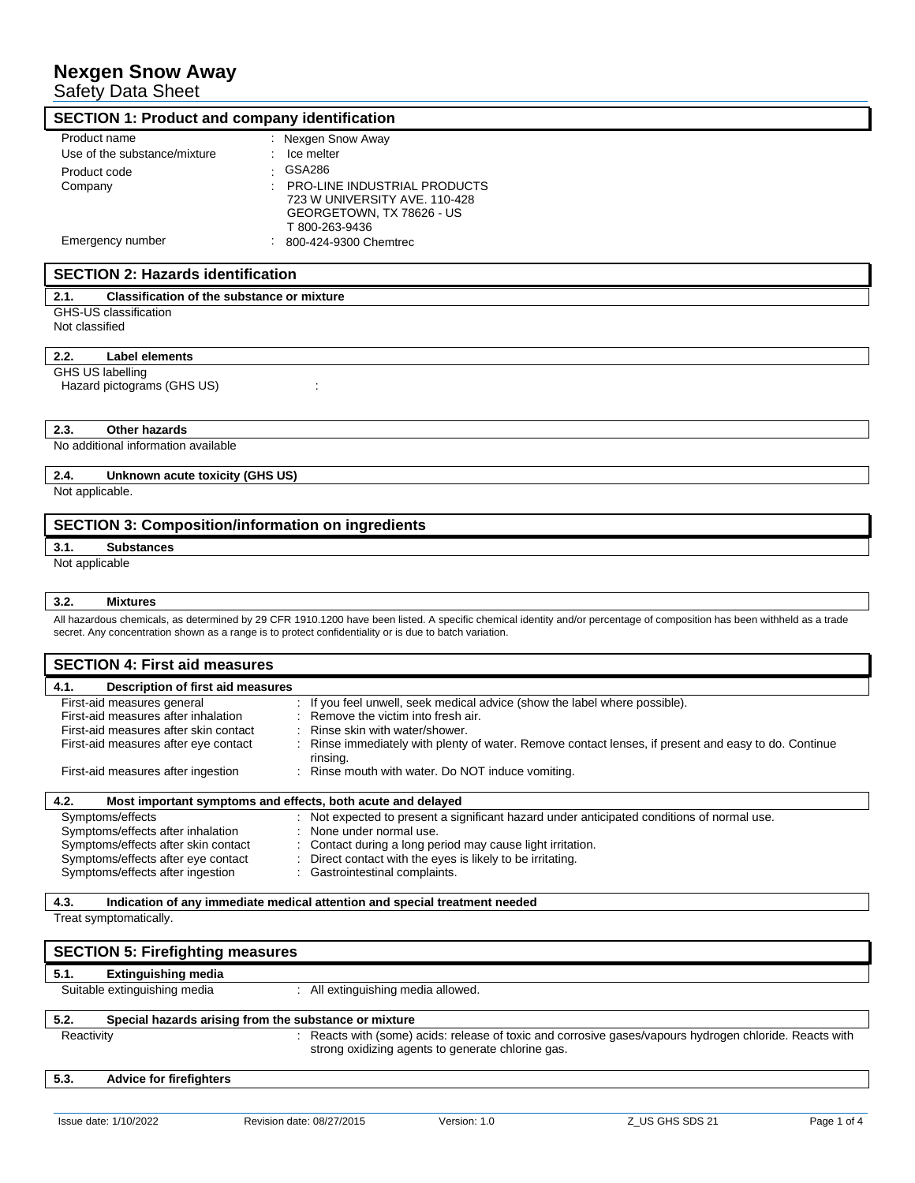# Nexgen Snow Away

Safety Data Sheet

## SECTION 1: Product and company identification

| | |
|---|---|
| Product name | : Nexgen Snow Away |
| Use of the substance/mixture | : Ice melter |
| Product code | : GSA286 |
| Company | : PRO-LINE INDUSTRIAL PRODUCTS<br>723 W UNIVERSITY AVE. 110-428<br>GEORGETOWN, TX 78626 - US<br>T 800-263-9436 |
| Emergency number | : 800-424-9300 Chemtrec |

## SECTION 2: Hazards identification

### 2.1. Classification of the substance or mixture

GHS-US classification

Not classified

### 2.2. Label elements

GHS US labelling

Hazard pictograms (GHS US) :

### 2.3. Other hazards

No additional information available

### 2.4. Unknown acute toxicity (GHS US)

Not applicable.

## SECTION 3: Composition/information on ingredients

### 3.1. Substances

Not applicable

### 3.2. Mixtures

All hazardous chemicals, as determined by 29 CFR 1910.1200 have been listed. A specific chemical identity and/or percentage of composition has been withheld as a trade secret. Any concentration shown as a range is to protect confidentiality or is due to batch variation.

## SECTION 4: First aid measures

### 4.1. Description of first aid measures

| | |
|---|---|
| First-aid measures general | : If you feel unwell, seek medical advice (show the label where possible). |
| First-aid measures after inhalation | : Remove the victim into fresh air. |
| First-aid measures after skin contact | : Rinse skin with water/shower. |
| First-aid measures after eye contact | : Rinse immediately with plenty of water. Remove contact lenses, if present and easy to do. Continue rinsing. |
| First-aid measures after ingestion | : Rinse mouth with water. Do NOT induce vomiting. |

### 4.2. Most important symptoms and effects, both acute and delayed

| | |
|---|---|
| Symptoms/effects | : Not expected to present a significant hazard under anticipated conditions of normal use. |
| Symptoms/effects after inhalation | : None under normal use. |
| Symptoms/effects after skin contact | : Contact during a long period may cause light irritation. |
| Symptoms/effects after eye contact | : Direct contact with the eyes is likely to be irritating. |
| Symptoms/effects after ingestion | : Gastrointestinal complaints. |

### 4.3. Indication of any immediate medical attention and special treatment needed

Treat symptomatically.

## SECTION 5: Firefighting measures

### 5.1. Extinguishing media

| | |
|---|---|
| Suitable extinguishing media | : All extinguishing media allowed. |

### 5.2. Special hazards arising from the substance or mixture

| | |
|---|---|
| Reactivity | : Reacts with (some) acids: release of toxic and corrosive gases/vapours hydrogen chloride. Reacts with strong oxidizing agents to generate chlorine gas. |

### 5.3. Advice for firefighters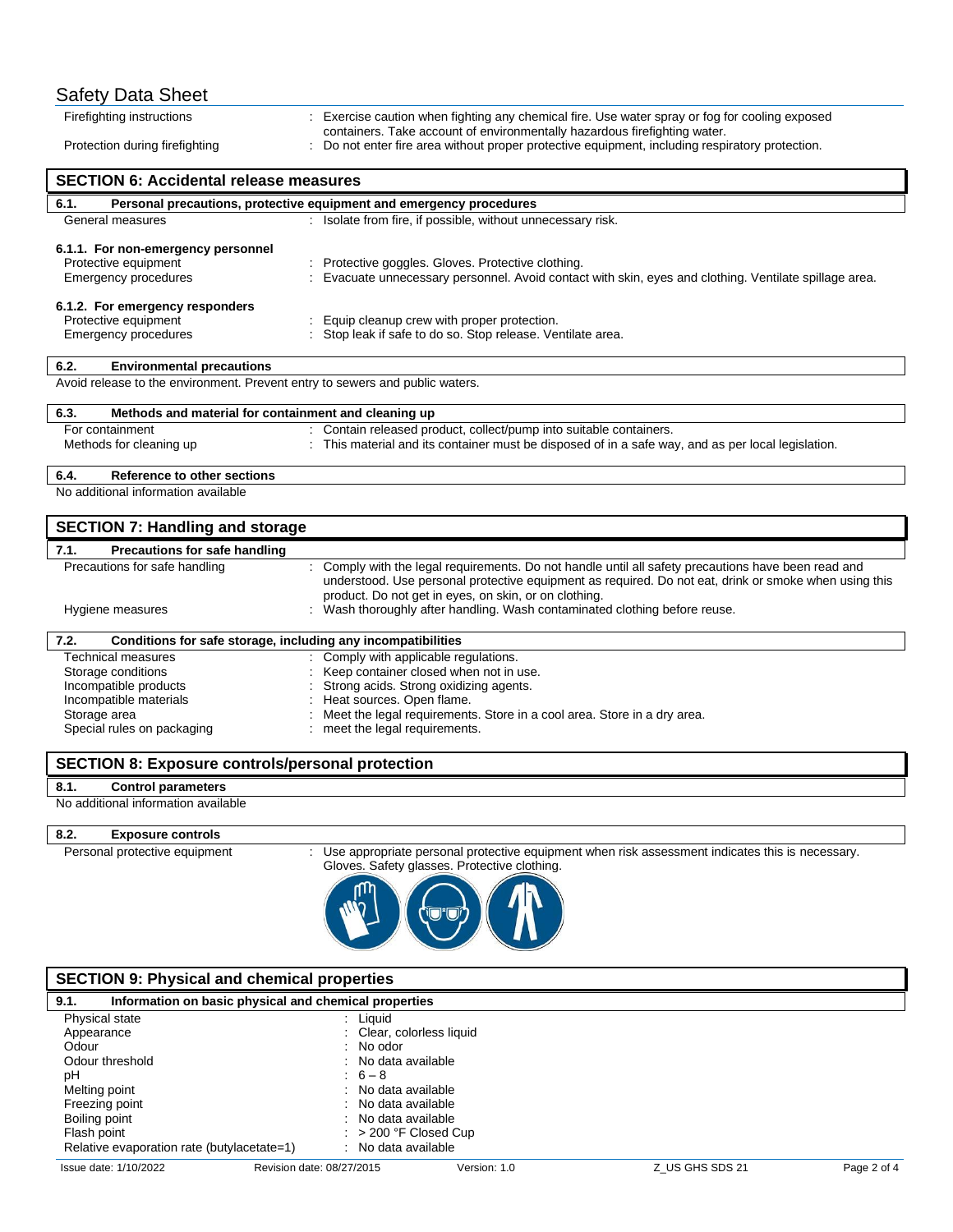| | |
|---|---|
| Firefighting instructions | : Exercise caution when fighting any chemical fire. Use water spray or fog for cooling exposed containers. Take account of environmentally hazardous firefighting water. |
| Protection during firefighting | : Do not enter fire area without proper protective equipment, including respiratory protection. |

## SECTION 6: Accidental release measures

### 6.1. Personal precautions, protective equipment and emergency procedures

| | |
|---|---|
| General measures | : Isolate from fire, if possible, without unnecessary risk. |

**6.1.1. For non-emergency personnel**

| | |
|---|---|
| Protective equipment | : Protective goggles. Gloves. Protective clothing. |
| Emergency procedures | : Evacuate unnecessary personnel. Avoid contact with skin, eyes and clothing. Ventilate spillage area. |

**6.1.2. For emergency responders**

| | |
|---|---|
| Protective equipment | : Equip cleanup crew with proper protection. |
| Emergency procedures | : Stop leak if safe to do so. Stop release. Ventilate area. |

### 6.2. Environmental precautions

Avoid release to the environment. Prevent entry to sewers and public waters.

### 6.3. Methods and material for containment and cleaning up

| | |
|---|---|
| For containment | : Contain released product, collect/pump into suitable containers. |
| Methods for cleaning up | : This material and its container must be disposed of in a safe way, and as per local legislation. |

### 6.4. Reference to other sections

No additional information available

## SECTION 7: Handling and storage

### 7.1. Precautions for safe handling

| | |
|---|---|
| Precautions for safe handling | : Comply with the legal requirements. Do not handle until all safety precautions have been read and understood. Use personal protective equipment as required. Do not eat, drink or smoke when using this product. Do not get in eyes, on skin, or on clothing. |
| Hygiene measures | : Wash thoroughly after handling. Wash contaminated clothing before reuse. |

### 7.2. Conditions for safe storage, including any incompatibilities

| | |
|---|---|
| Technical measures | : Comply with applicable regulations. |
| Storage conditions | : Keep container closed when not in use. |
| Incompatible products | : Strong acids. Strong oxidizing agents. |
| Incompatible materials | : Heat sources. Open flame. |
| Storage area | : Meet the legal requirements. Store in a cool area. Store in a dry area. |
| Special rules on packaging | : meet the legal requirements. |

## SECTION 8: Exposure controls/personal protection

### 8.1. Control parameters

No additional information available

### 8.2. Exposure controls

| | |
|---|---|
| Personal protective equipment | : Use appropriate personal protective equipment when risk assessment indicates this is necessary. Gloves. Safety glasses. Protective clothing. |

## SECTION 9: Physical and chemical properties

### 9.1. Information on basic physical and chemical properties

| | |
|---|---|
| Physical state | : Liquid |
| Appearance | : Clear, colorless liquid |
| Odour | : No odor |
| Odour threshold | : No data available |
| pH | : 6 – 8 |
| Melting point | : No data available |
| Freezing point | : No data available |
| Boiling point | : No data available |
| Flash point | : > 200 °F Closed Cup |
| Relative evaporation rate (butylacetate=1) | : No data available |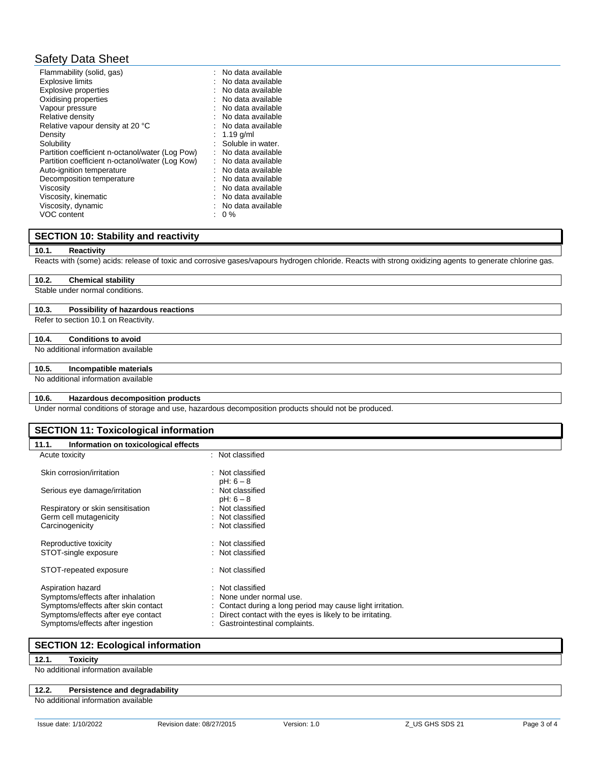| Property | Value |
|---|---|
| Flammability (solid, gas) | No data available |
| Explosive limits | No data available |
| Explosive properties | No data available |
| Oxidising properties | No data available |
| Vapour pressure | No data available |
| Relative density | No data available |
| Relative vapour density at 20 °C | No data available |
| Density | 1.19 g/ml |
| Solubility | Soluble in water. |
| Partition coefficient n-octanol/water (Log Pow) | No data available |
| Partition coefficient n-octanol/water (Log Kow) | No data available |
| Auto-ignition temperature | No data available |
| Decomposition temperature | No data available |
| Viscosity | No data available |
| Viscosity, kinematic | No data available |
| Viscosity, dynamic | No data available |
| VOC content | 0 % |

## SECTION 10: Stability and reactivity

### 10.1. Reactivity

Reacts with (some) acids: release of toxic and corrosive gases/vapours hydrogen chloride. Reacts with strong oxidizing agents to generate chlorine gas.

### 10.2. Chemical stability

Stable under normal conditions.

### 10.3. Possibility of hazardous reactions

Refer to section 10.1 on Reactivity.

### 10.4. Conditions to avoid

No additional information available

### 10.5. Incompatible materials

No additional information available

### 10.6. Hazardous decomposition products

Under normal conditions of storage and use, hazardous decomposition products should not be produced.

## SECTION 11: Toxicological information

### 11.1. Information on toxicological effects

| Effect | Classification |
|---|---|
| Acute toxicity | Not classified |
| Skin corrosion/irritation | Not classified<br>pH: 6 – 8 |
| Serious eye damage/irritation | Not classified<br>pH: 6 – 8 |
| Respiratory or skin sensitisation | Not classified |
| Germ cell mutagenicity | Not classified |
| Carcinogenicity | Not classified |
| Reproductive toxicity | Not classified |
| STOT-single exposure | Not classified |
| STOT-repeated exposure | Not classified |
| Aspiration hazard | Not classified |
| Symptoms/effects after inhalation | None under normal use. |
| Symptoms/effects after skin contact | Contact during a long period may cause light irritation. |
| Symptoms/effects after eye contact | Direct contact with the eyes is likely to be irritating. |
| Symptoms/effects after ingestion | Gastrointestinal complaints. |

## SECTION 12: Ecological information

### 12.1. Toxicity

No additional information available

### 12.2. Persistence and degradability

No additional information available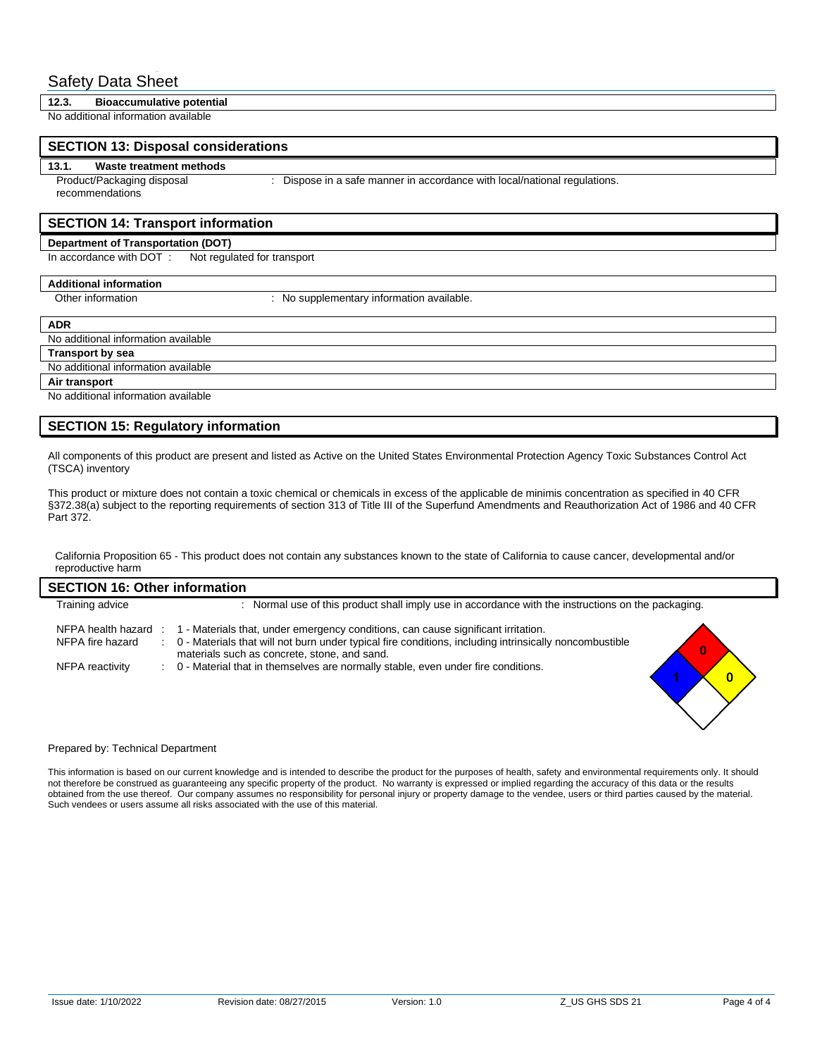### 12.3. Bioaccumulative potential

No additional information available

## SECTION 13: Disposal considerations

### 13.1. Waste treatment methods

Product/Packaging disposal recommendations : Dispose in a safe manner in accordance with local/national regulations.

## SECTION 14: Transport information

**Department of Transportation (DOT)**

In accordance with DOT : Not regulated for transport

**Additional information**

Other information : No supplementary information available.

**ADR**

No additional information available

**Transport by sea**

No additional information available

**Air transport**

No additional information available

## SECTION 15: Regulatory information

All components of this product are present and listed as Active on the United States Environmental Protection Agency Toxic Substances Control Act (TSCA) inventory

This product or mixture does not contain a toxic chemical or chemicals in excess of the applicable de minimis concentration as specified in 40 CFR §372.38(a) subject to the reporting requirements of section 313 of Title III of the Superfund Amendments and Reauthorization Act of 1986 and 40 CFR Part 372.

California Proposition 65 - This product does not contain any substances known to the state of California to cause cancer, developmental and/or reproductive harm

## SECTION 16: Other information

Training advice : Normal use of this product shall imply use in accordance with the instructions on the packaging.

NFPA health hazard : 1 - Materials that, under emergency conditions, can cause significant irritation.

NFPA fire hazard : 0 - Materials that will not burn under typical fire conditions, including intrinsically noncombustible materials such as concrete, stone, and sand.

NFPA reactivity : 0 - Material that in themselves are normally stable, even under fire conditions.

0

1

0

Prepared by: Technical Department

This information is based on our current knowledge and is intended to describe the product for the purposes of health, safety and environmental requirements only. It should not therefore be construed as guaranteeing any specific property of the product. No warranty is expressed or implied regarding the accuracy of this data or the results obtained from the use thereof. Our company assumes no responsibility for personal injury or property damage to the vendee, users or third parties caused by the material. Such vendees or users assume all risks associated with the use of this material.